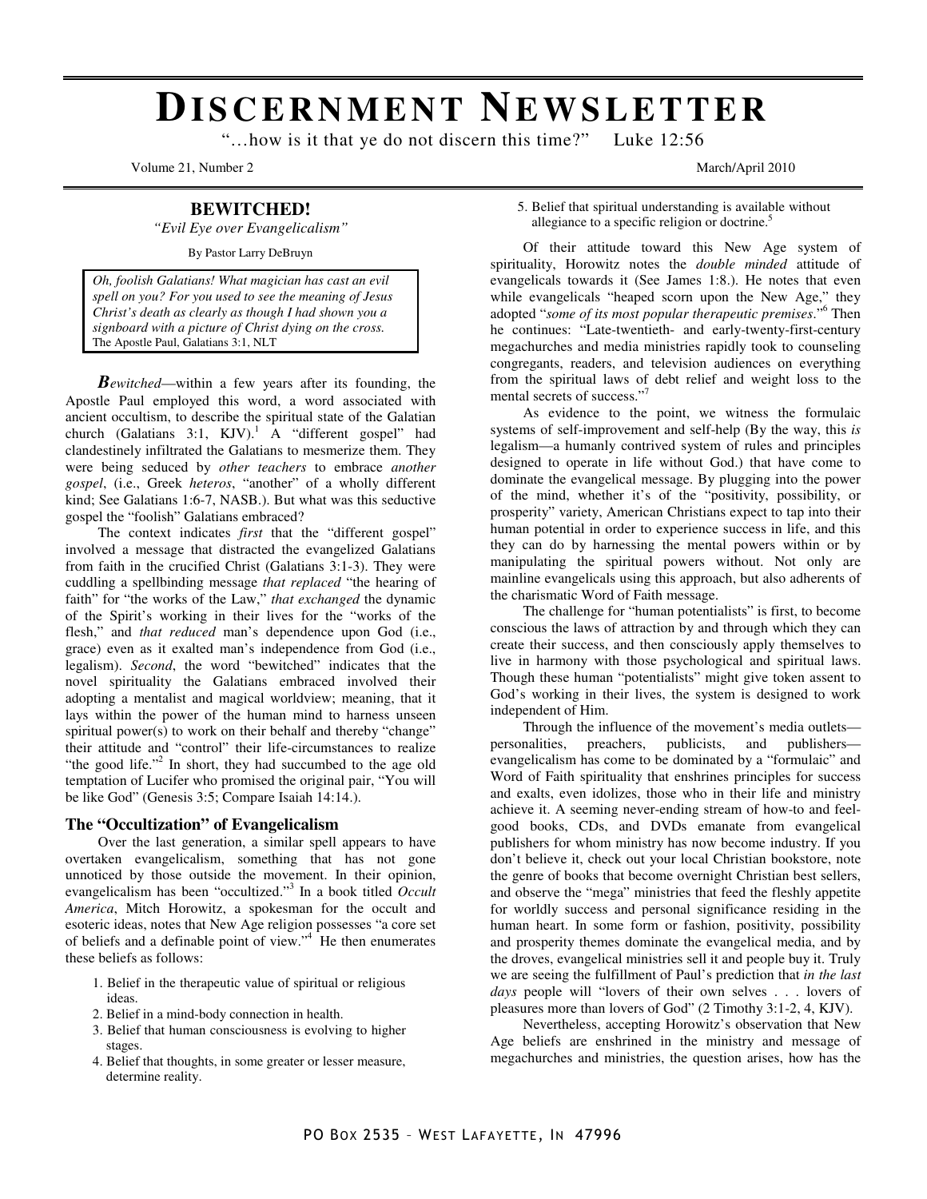# DISCERNMENT NEWSLETTER

"…how is it that ye do not discern this time?" Luke 12:56

Volume 21, Number 2 March/April 2010

## BEWITCHED!

*"Evil Eye over Evangelicalism"*

By Pastor Larry DeBruyn

> *Oh, foolish Galatians! What magician has cast an evil spell on you? For you used to see the meaning of Jesus Christ's death as clearly as though I had shown you a signboard with a picture of Christ dying on the cross.*
> The Apostle Paul, Galatians 3:1, NLT

***Bewitched***—within a few years after its founding, the Apostle Paul employed this word, a word associated with ancient occultism, to describe the spiritual state of the Galatian church (Galatians 3:1, KJV).[1] A "different gospel" had clandestinely infiltrated the Galatians to mesmerize them. They were being seduced by *other teachers* to embrace *another gospel*, (i.e., Greek *heteros*, "another" of a wholly different kind; See Galatians 1:6-7, NASB.). But what was this seductive gospel the "foolish" Galatians embraced?

The context indicates *first* that the "different gospel" involved a message that distracted the evangelized Galatians from faith in the crucified Christ (Galatians 3:1-3). They were cuddling a spellbinding message *that replaced* "the hearing of faith" for "the works of the Law," *that exchanged* the dynamic of the Spirit's working in their lives for the "works of the flesh," and *that reduced* man's dependence upon God (i.e., grace) even as it exalted man's independence from God (i.e., legalism). *Second*, the word "bewitched" indicates that the novel spirituality the Galatians embraced involved their adopting a mentalist and magical worldview; meaning, that it lays within the power of the human mind to harness unseen spiritual power(s) to work on their behalf and thereby "change" their attitude and "control" their life-circumstances to realize "the good life."[2] In short, they had succumbed to the age old temptation of Lucifer who promised the original pair, "You will be like God" (Genesis 3:5; Compare Isaiah 14:14.).

### The "Occultization" of Evangelicalism

Over the last generation, a similar spell appears to have overtaken evangelicalism, something that has not gone unnoticed by those outside the movement. In their opinion, evangelicalism has been "occultized."[3] In a book titled *Occult America*, Mitch Horowitz, a spokesman for the occult and esoteric ideas, notes that New Age religion possesses "a core set of beliefs and a definable point of view."[4] He then enumerates these beliefs as follows:

1. Belief in the therapeutic value of spiritual or religious ideas.
2. Belief in a mind-body connection in health.
3. Belief that human consciousness is evolving to higher stages.
4. Belief that thoughts, in some greater or lesser measure, determine reality.
5. Belief that spiritual understanding is available without allegiance to a specific religion or doctrine.[5]

Of their attitude toward this New Age system of spirituality, Horowitz notes the *double minded* attitude of evangelicals towards it (See James 1:8.). He notes that even while evangelicals "heaped scorn upon the New Age," they adopted "*some of its most popular therapeutic premises*."[6] Then he continues: "Late-twentieth- and early-twenty-first-century megachurches and media ministries rapidly took to counseling congregants, readers, and television audiences on everything from the spiritual laws of debt relief and weight loss to the mental secrets of success."[7]

As evidence to the point, we witness the formulaic systems of self-improvement and self-help (By the way, this *is* legalism—a humanly contrived system of rules and principles designed to operate in life without God.) that have come to dominate the evangelical message. By plugging into the power of the mind, whether it's of the "positivity, possibility, or prosperity" variety, American Christians expect to tap into their human potential in order to experience success in life, and this they can do by harnessing the mental powers within or by manipulating the spiritual powers without. Not only are mainline evangelicals using this approach, but also adherents of the charismatic Word of Faith message.

The challenge for "human potentialists" is first, to become conscious the laws of attraction by and through which they can create their success, and then consciously apply themselves to live in harmony with those psychological and spiritual laws. Though these human "potentialists" might give token assent to God's working in their lives, the system is designed to work independent of Him.

Through the influence of the movement's media outlets—personalities, preachers, publicists, and publishers—evangelicalism has come to be dominated by a "formulaic" and Word of Faith spirituality that enshrines principles for success and exalts, even idolizes, those who in their life and ministry achieve it. A seeming never-ending stream of how-to and feel-good books, CDs, and DVDs emanate from evangelical publishers for whom ministry has now become industry. If you don't believe it, check out your local Christian bookstore, note the genre of books that become overnight Christian best sellers, and observe the "mega" ministries that feed the fleshly appetite for worldly success and personal significance residing in the human heart. In some form or fashion, positivity, possibility and prosperity themes dominate the evangelical media, and by the droves, evangelical ministries sell it and people buy it. Truly we are seeing the fulfillment of Paul's prediction that *in the last days* people will "lovers of their own selves . . . lovers of pleasures more than lovers of God" (2 Timothy 3:1-2, 4, KJV).

Nevertheless, accepting Horowitz's observation that New Age beliefs are enshrined in the ministry and message of megachurches and ministries, the question arises, how has the

PO Box 2535 – West Lafayette, In 47996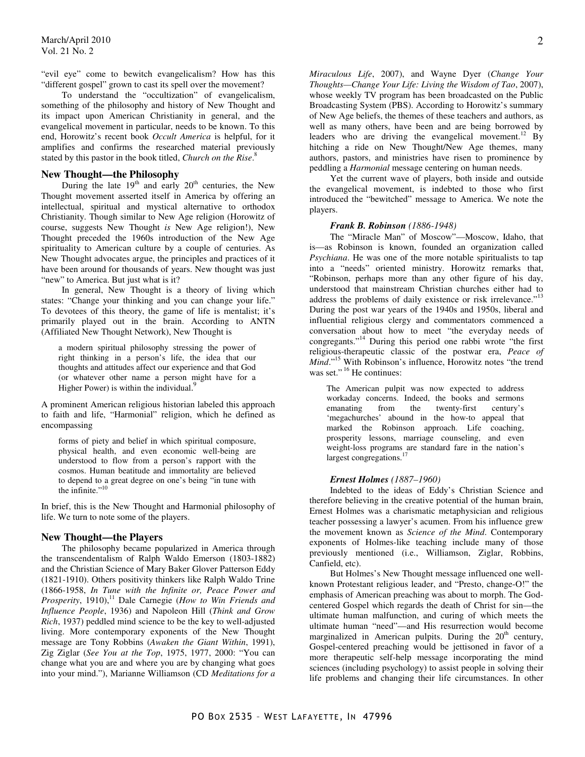"evil eye" come to bewitch evangelicalism? How has this "different gospel" grown to cast its spell over the movement?

To understand the "occultization" of evangelicalism, something of the philosophy and history of New Thought and its impact upon American Christianity in general, and the evangelical movement in particular, needs to be known. To this end, Horowitz's recent book *Occult America* is helpful, for it amplifies and confirms the researched material previously stated by this pastor in the book titled, *Church on the Rise*.[8]

### New Thought—the Philosophy

During the late 19th and early 20th centuries, the New Thought movement asserted itself in America by offering an intellectual, spiritual and mystical alternative to orthodox Christianity. Though similar to New Age religion (Horowitz of course, suggests New Thought *is* New Age religion!), New Thought preceded the 1960s introduction of the New Age spirituality to American culture by a couple of centuries. As New Thought advocates argue, the principles and practices of it have been around for thousands of years. New thought was just "new" to America. But just what is it?

In general, New Thought is a theory of living which states: "Change your thinking and you can change your life." To devotees of this theory, the game of life is mentalist; it's primarily played out in the brain. According to ANTN (Affiliated New Thought Network), New Thought is

> a modern spiritual philosophy stressing the power of right thinking in a person's life, the idea that our thoughts and attitudes affect our experience and that God (or whatever other name a person might have for a Higher Power) is within the individual.[9]

A prominent American religious historian labeled this approach to faith and life, "Harmonial" religion, which he defined as encompassing

> forms of piety and belief in which spiritual composure, physical health, and even economic well-being are understood to flow from a person's rapport with the cosmos. Human beatitude and immortality are believed to depend to a great degree on one's being "in tune with the infinite."[10]

In brief, this is the New Thought and Harmonial philosophy of life. We turn to note some of the players.

### New Thought—the Players

The philosophy became popularized in America through the transcendentalism of Ralph Waldo Emerson (1803-1882) and the Christian Science of Mary Baker Glover Patterson Eddy (1821-1910). Others positivity thinkers like Ralph Waldo Trine (1866-1958, *In Tune with the Infinite or, Peace Power and Prosperity*, 1910),[11] Dale Carnegie (*How to Win Friends and Influence People*, 1936) and Napoleon Hill (*Think and Grow Rich*, 1937) peddled mind science to be the key to well-adjusted living. More contemporary exponents of the New Thought message are Tony Robbins (*Awaken the Giant Within*, 1991), Zig Ziglar (*See You at the Top*, 1975, 1977, 2000: "You can change what you are and where you are by changing what goes into your mind."), Marianne Williamson (CD *Meditations for a Miraculous Life*, 2007), and Wayne Dyer (*Change Your Thoughts—Change Your Life: Living the Wisdom of Tao*, 2007), whose weekly TV program has been broadcasted on the Public Broadcasting System (PBS). According to Horowitz's summary of New Age beliefs, the themes of these teachers and authors, as well as many others, have been and are being borrowed by leaders who are driving the evangelical movement.[12] By hitching a ride on New Thought/New Age themes, many authors, pastors, and ministries have risen to prominence by peddling a *Harmonial* message centering on human needs.

Yet the current wave of players, both inside and outside the evangelical movement, is indebted to those who first introduced the "bewitched" message to America. We note the players.

#### *Frank B. Robinson (1886-1948)*

The "Miracle Man" of Moscow"—Moscow, Idaho, that is—as Robinson is known, founded an organization called *Psychiana*. He was one of the more notable spiritualists to tap into a "needs" oriented ministry. Horowitz remarks that, "Robinson, perhaps more than any other figure of his day, understood that mainstream Christian churches either had to address the problems of daily existence or risk irrelevance."[13] During the post war years of the 1940s and 1950s, liberal and influential religious clergy and commentators commenced a conversation about how to meet "the everyday needs of congregants."[14] During this period one rabbi wrote "the first religious-therapeutic classic of the postwar era, *Peace of Mind*."[15] With Robinson's influence, Horowitz notes "the trend was set."[16] He continues:

> The American pulpit was now expected to address workaday concerns. Indeed, the books and sermons emanating from the twenty-first century's 'megachurches' abound in the how-to appeal that marked the Robinson approach. Life coaching, prosperity lessons, marriage counseling, and even weight-loss programs are standard fare in the nation's largest congregations.[17]

#### *Ernest Holmes (1887–1960)*

Indebted to the ideas of Eddy's Christian Science and therefore believing in the creative potential of the human brain, Ernest Holmes was a charismatic metaphysician and religious teacher possessing a lawyer's acumen. From his influence grew the movement known as *Science of the Mind*. Contemporary exponents of Holmes-like teaching include many of those previously mentioned (i.e., Williamson, Ziglar, Robbins, Canfield, etc).

But Holmes's New Thought message influenced one well-known Protestant religious leader, and "Presto, change-O!" the emphasis of American preaching was about to morph. The God-centered Gospel which regards the death of Christ for sin—the ultimate human malfunction, and curing of which meets the ultimate human "need"—and His resurrection would become marginalized in American pulpits. During the 20th century, Gospel-centered preaching would be jettisoned in favor of a more therapeutic self-help message incorporating the mind sciences (including psychology) to assist people in solving their life problems and changing their life circumstances. In other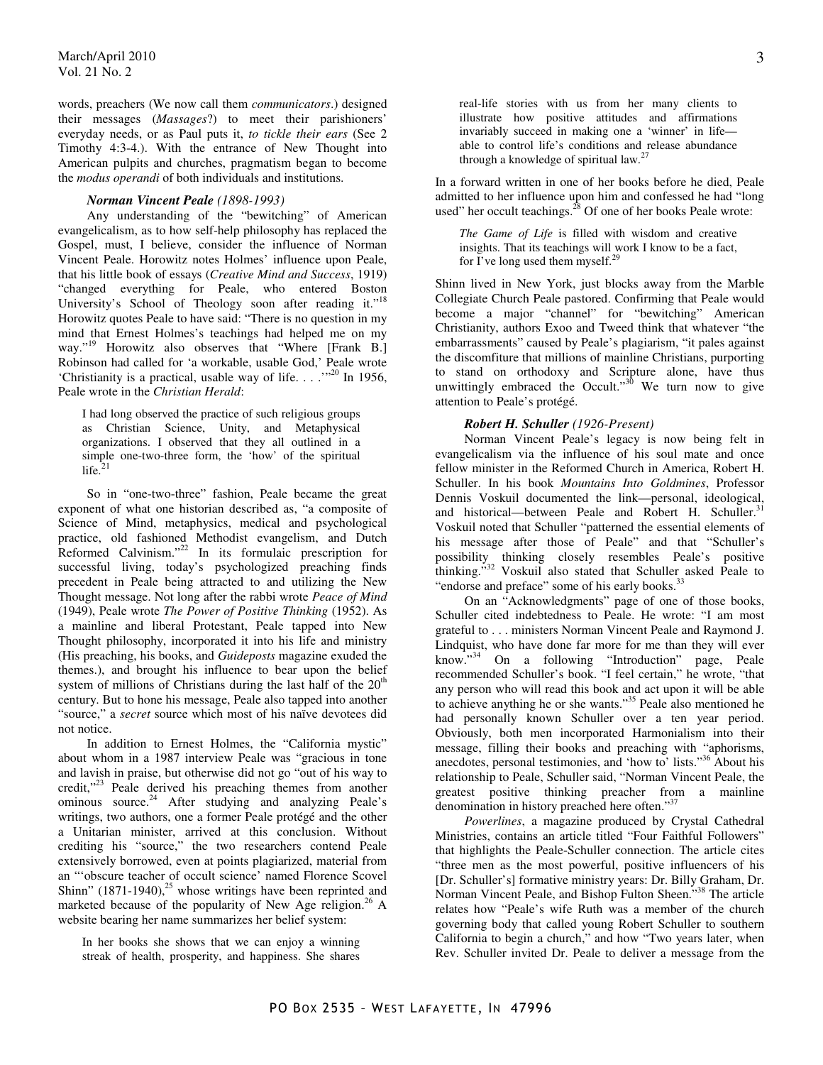words, preachers (We now call them *communicators*.) designed their messages (*Massages*?) to meet their parishioners' everyday needs, or as Paul puts it, *to tickle their ears* (See 2 Timothy 4:3-4.). With the entrance of New Thought into American pulpits and churches, pragmatism began to become the *modus operandi* of both individuals and institutions.

### *Norman Vincent Peale (1898-1993)*

Any understanding of the "bewitching" of American evangelicalism, as to how self-help philosophy has replaced the Gospel, must, I believe, consider the influence of Norman Vincent Peale. Horowitz notes Holmes' influence upon Peale, that his little book of essays (*Creative Mind and Success*, 1919) "changed everything for Peale, who entered Boston University's School of Theology soon after reading it."[18] Horowitz quotes Peale to have said: "There is no question in my mind that Ernest Holmes's teachings had helped me on my way."[19] Horowitz also observes that "Where [Frank B.] Robinson had called for 'a workable, usable God,' Peale wrote 'Christianity is a practical, usable way of life. . . .'"[20] In 1956, Peale wrote in the *Christian Herald*:

> I had long observed the practice of such religious groups as Christian Science, Unity, and Metaphysical organizations. I observed that they all outlined in a simple one-two-three form, the 'how' of the spiritual life.[21]

So in "one-two-three" fashion, Peale became the great exponent of what one historian described as, "a composite of Science of Mind, metaphysics, medical and psychological practice, old fashioned Methodist evangelism, and Dutch Reformed Calvinism."[22] In its formulaic prescription for successful living, today's psychologized preaching finds precedent in Peale being attracted to and utilizing the New Thought message. Not long after the rabbi wrote *Peace of Mind* (1949), Peale wrote *The Power of Positive Thinking* (1952). As a mainline and liberal Protestant, Peale tapped into New Thought philosophy, incorporated it into his life and ministry (His preaching, his books, and *Guideposts* magazine exuded the themes.), and brought his influence to bear upon the belief system of millions of Christians during the last half of the 20th century. But to hone his message, Peale also tapped into another "source," a *secret* source which most of his naïve devotees did not notice.

In addition to Ernest Holmes, the "California mystic" about whom in a 1987 interview Peale was "gracious in tone and lavish in praise, but otherwise did not go "out of his way to credit,"[23] Peale derived his preaching themes from another ominous source.[24] After studying and analyzing Peale's writings, two authors, one a former Peale protégé and the other a Unitarian minister, arrived at this conclusion. Without crediting his "source," the two researchers contend Peale extensively borrowed, even at points plagiarized, material from an "'obscure teacher of occult science' named Florence Scovel Shinn" (1871-1940),[25] whose writings have been reprinted and marketed because of the popularity of New Age religion.[26] A website bearing her name summarizes her belief system:

> In her books she shows that we can enjoy a winning streak of health, prosperity, and happiness. She shares real-life stories with us from her many clients to illustrate how positive attitudes and affirmations invariably succeed in making one a 'winner' in life—able to control life's conditions and release abundance through a knowledge of spiritual law.[27]

In a forward written in one of her books before he died, Peale admitted to her influence upon him and confessed he had "long used" her occult teachings.[28] Of one of her books Peale wrote:

> *The Game of Life* is filled with wisdom and creative insights. That its teachings will work I know to be a fact, for I've long used them myself.[29]

Shinn lived in New York, just blocks away from the Marble Collegiate Church Peale pastored. Confirming that Peale would become a major "channel" for "bewitching" American Christianity, authors Exoo and Tweed think that whatever "the embarrassments" caused by Peale's plagiarism, "it pales against the discomfiture that millions of mainline Christians, purporting to stand on orthodoxy and Scripture alone, have thus unwittingly embraced the Occult."[30] We turn now to give attention to Peale's protégé.

### *Robert H. Schuller (1926-Present)*

Norman Vincent Peale's legacy is now being felt in evangelicalism via the influence of his soul mate and once fellow minister in the Reformed Church in America, Robert H. Schuller. In his book *Mountains Into Goldmines*, Professor Dennis Voskuil documented the link—personal, ideological, and historical—between Peale and Robert H. Schuller.[31] Voskuil noted that Schuller "patterned the essential elements of his message after those of Peale" and that "Schuller's possibility thinking closely resembles Peale's positive thinking."[32] Voskuil also stated that Schuller asked Peale to "endorse and preface" some of his early books.[33]

On an "Acknowledgments" page of one of those books, Schuller cited indebtedness to Peale. He wrote: "I am most grateful to . . . ministers Norman Vincent Peale and Raymond J. Lindquist, who have done far more for me than they will ever know."[34] On a following "Introduction" page, Peale recommended Schuller's book. "I feel certain," he wrote, "that any person who will read this book and act upon it will be able to achieve anything he or she wants."[35] Peale also mentioned he had personally known Schuller over a ten year period. Obviously, both men incorporated Harmonialism into their message, filling their books and preaching with "aphorisms, anecdotes, personal testimonies, and 'how to' lists."[36] About his relationship to Peale, Schuller said, "Norman Vincent Peale, the greatest positive thinking preacher from a mainline denomination in history preached here often."[37]

*Powerlines*, a magazine produced by Crystal Cathedral Ministries, contains an article titled "Four Faithful Followers" that highlights the Peale-Schuller connection. The article cites "three men as the most powerful, positive influencers of his [Dr. Schuller's] formative ministry years: Dr. Billy Graham, Dr. Norman Vincent Peale, and Bishop Fulton Sheen."[38] The article relates how "Peale's wife Ruth was a member of the church governing body that called young Robert Schuller to southern California to begin a church," and how "Two years later, when Rev. Schuller invited Dr. Peale to deliver a message from the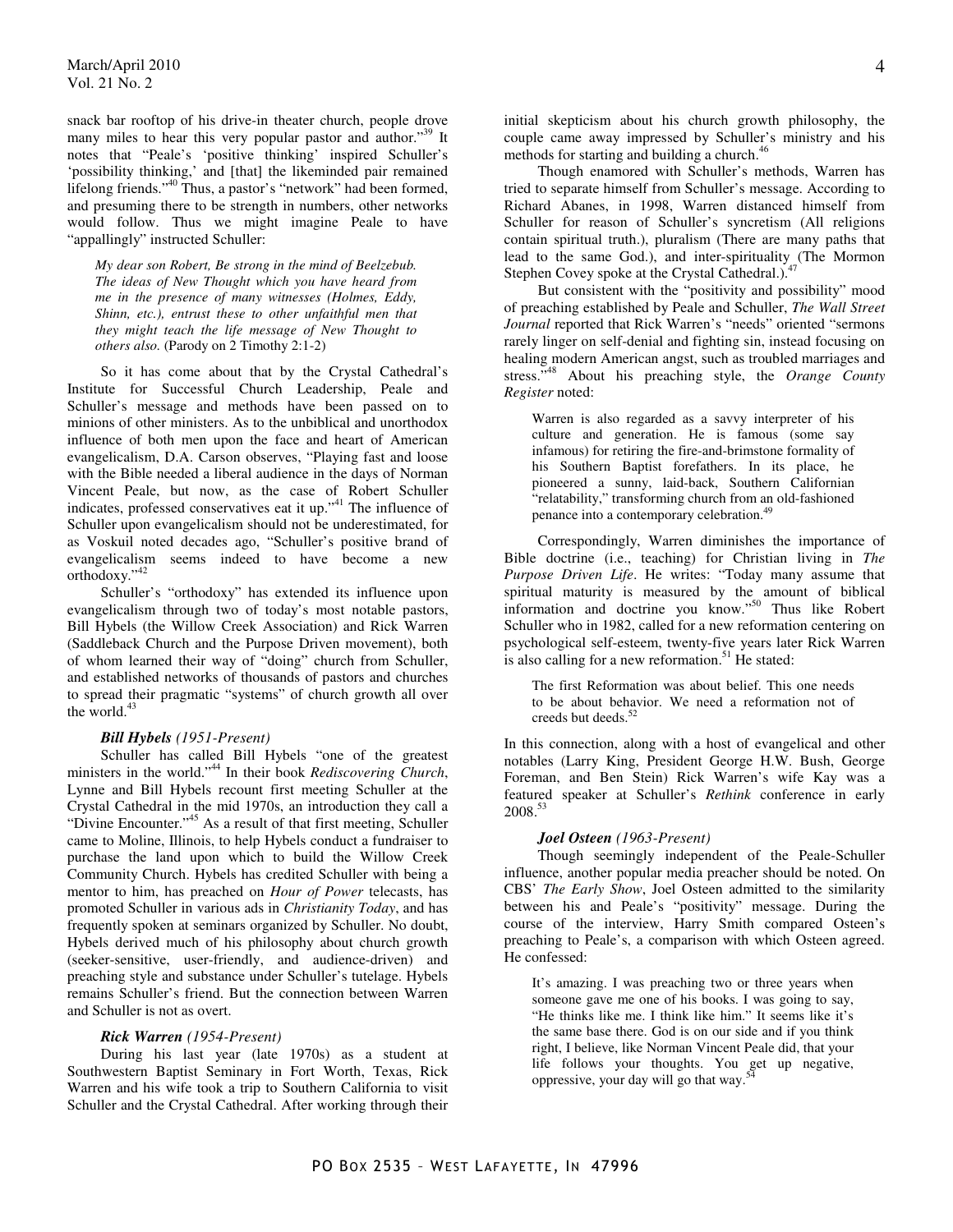snack bar rooftop of his drive-in theater church, people drove many miles to hear this very popular pastor and author."[39] It notes that "Peale's 'positive thinking' inspired Schuller's 'possibility thinking,' and [that] the likeminded pair remained lifelong friends."[40] Thus, a pastor's "network" had been formed, and presuming there to be strength in numbers, other networks would follow. Thus we might imagine Peale to have "appallingly" instructed Schuller:

> *My dear son Robert, Be strong in the mind of Beelzebub. The ideas of New Thought which you have heard from me in the presence of many witnesses (Holmes, Eddy, Shinn, etc.), entrust these to other unfaithful men that they might teach the life message of New Thought to others also.* (Parody on 2 Timothy 2:1-2)

So it has come about that by the Crystal Cathedral's Institute for Successful Church Leadership, Peale and Schuller's message and methods have been passed on to minions of other ministers. As to the unbiblical and unorthodox influence of both men upon the face and heart of American evangelicalism, D.A. Carson observes, "Playing fast and loose with the Bible needed a liberal audience in the days of Norman Vincent Peale, but now, as the case of Robert Schuller indicates, professed conservatives eat it up."[41] The influence of Schuller upon evangelicalism should not be underestimated, for as Voskuil noted decades ago, "Schuller's positive brand of evangelicalism seems indeed to have become a new orthodoxy."[42]

Schuller's "orthodoxy" has extended its influence upon evangelicalism through two of today's most notable pastors, Bill Hybels (the Willow Creek Association) and Rick Warren (Saddleback Church and the Purpose Driven movement), both of whom learned their way of "doing" church from Schuller, and established networks of thousands of pastors and churches to spread their pragmatic "systems" of church growth all over the world.[43]

### *Bill Hybels (1951-Present)*

Schuller has called Bill Hybels "one of the greatest ministers in the world."[44] In their book *Rediscovering Church*, Lynne and Bill Hybels recount first meeting Schuller at the Crystal Cathedral in the mid 1970s, an introduction they call a "Divine Encounter."[45] As a result of that first meeting, Schuller came to Moline, Illinois, to help Hybels conduct a fundraiser to purchase the land upon which to build the Willow Creek Community Church. Hybels has credited Schuller with being a mentor to him, has preached on *Hour of Power* telecasts, has promoted Schuller in various ads in *Christianity Today*, and has frequently spoken at seminars organized by Schuller. No doubt, Hybels derived much of his philosophy about church growth (seeker-sensitive, user-friendly, and audience-driven) and preaching style and substance under Schuller's tutelage. Hybels remains Schuller's friend. But the connection between Warren and Schuller is not as overt.

### *Rick Warren (1954-Present)*

During his last year (late 1970s) as a student at Southwestern Baptist Seminary in Fort Worth, Texas, Rick Warren and his wife took a trip to Southern California to visit Schuller and the Crystal Cathedral. After working through their initial skepticism about his church growth philosophy, the couple came away impressed by Schuller's ministry and his methods for starting and building a church.[46]

Though enamored with Schuller's methods, Warren has tried to separate himself from Schuller's message. According to Richard Abanes, in 1998, Warren distanced himself from Schuller for reason of Schuller's syncretism (All religions contain spiritual truth.), pluralism (There are many paths that lead to the same God.), and inter-spirituality (The Mormon Stephen Covey spoke at the Crystal Cathedral.).[47]

But consistent with the "positivity and possibility" mood of preaching established by Peale and Schuller, *The Wall Street Journal* reported that Rick Warren's "needs" oriented "sermons rarely linger on self-denial and fighting sin, instead focusing on healing modern American angst, such as troubled marriages and stress."[48] About his preaching style, the *Orange County Register* noted:

> Warren is also regarded as a savvy interpreter of his culture and generation. He is famous (some say infamous) for retiring the fire-and-brimstone formality of his Southern Baptist forefathers. In its place, he pioneered a sunny, laid-back, Southern Californian "relatability," transforming church from an old-fashioned penance into a contemporary celebration.[49]

Correspondingly, Warren diminishes the importance of Bible doctrine (i.e., teaching) for Christian living in *The Purpose Driven Life*. He writes: "Today many assume that spiritual maturity is measured by the amount of biblical information and doctrine you know."[50] Thus like Robert Schuller who in 1982, called for a new reformation centering on psychological self-esteem, twenty-five years later Rick Warren is also calling for a new reformation.[51] He stated:

> The first Reformation was about belief. This one needs to be about behavior. We need a reformation not of creeds but deeds.[52]

In this connection, along with a host of evangelical and other notables (Larry King, President George H.W. Bush, George Foreman, and Ben Stein) Rick Warren's wife Kay was a featured speaker at Schuller's *Rethink* conference in early 2008.[53]

### *Joel Osteen (1963-Present)*

Though seemingly independent of the Peale-Schuller influence, another popular media preacher should be noted. On CBS' *The Early Show*, Joel Osteen admitted to the similarity between his and Peale's "positivity" message. During the course of the interview, Harry Smith compared Osteen's preaching to Peale's, a comparison with which Osteen agreed. He confessed:

> It's amazing. I was preaching two or three years when someone gave me one of his books. I was going to say, "He thinks like me. I think like him." It seems like it's the same base there. God is on our side and if you think right, I believe, like Norman Vincent Peale did, that your life follows your thoughts. You get up negative, oppressive, your day will go that way.[54]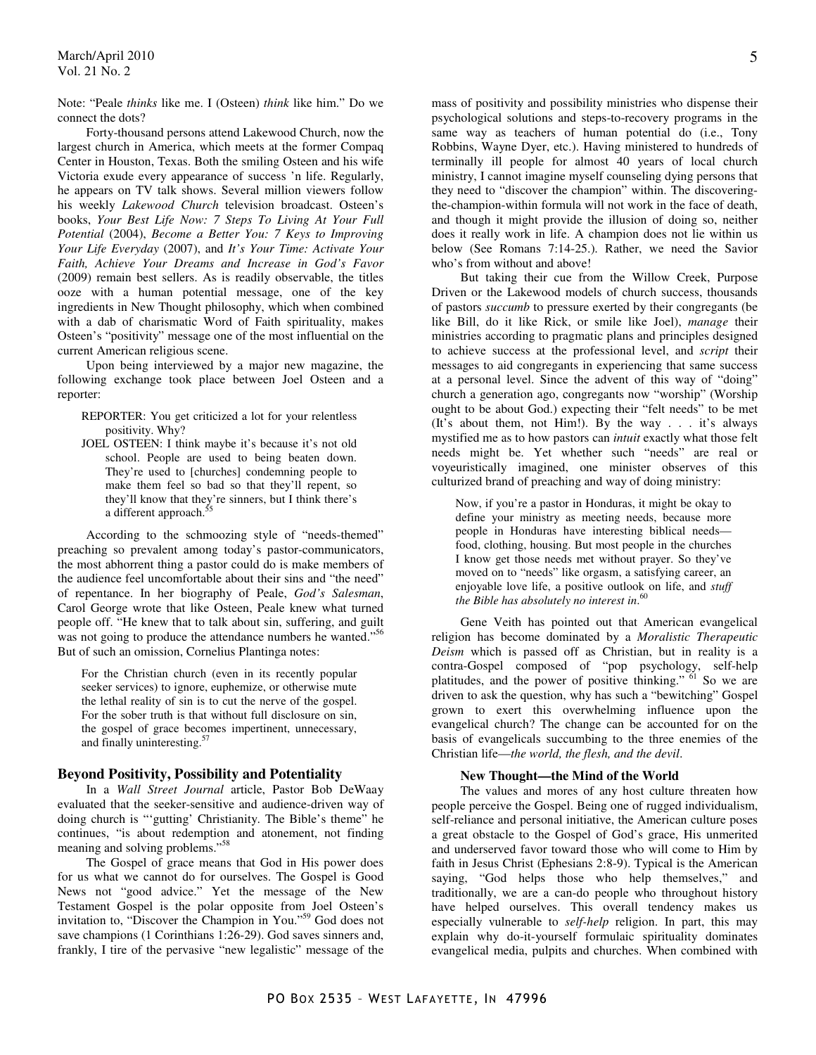Note: "Peale *thinks* like me. I (Osteen) *think* like him." Do we connect the dots?

Forty-thousand persons attend Lakewood Church, now the largest church in America, which meets at the former Compaq Center in Houston, Texas. Both the smiling Osteen and his wife Victoria exude every appearance of success 'n life. Regularly, he appears on TV talk shows. Several million viewers follow his weekly *Lakewood Church* television broadcast. Osteen's books, *Your Best Life Now: 7 Steps To Living At Your Full Potential* (2004), *Become a Better You: 7 Keys to Improving Your Life Everyday* (2007), and *It's Your Time: Activate Your Faith, Achieve Your Dreams and Increase in God's Favor* (2009) remain best sellers. As is readily observable, the titles ooze with a human potential message, one of the key ingredients in New Thought philosophy, which when combined with a dab of charismatic Word of Faith spirituality, makes Osteen's "positivity" message one of the most influential on the current American religious scene.

Upon being interviewed by a major new magazine, the following exchange took place between Joel Osteen and a reporter:

> REPORTER: You get criticized a lot for your relentless positivity. Why?
>
> JOEL OSTEEN: I think maybe it's because it's not old school. People are used to being beaten down. They're used to [churches] condemning people to make them feel so bad so that they'll repent, so they'll know that they're sinners, but I think there's a different approach.[55]

According to the schmoozing style of "needs-themed" preaching so prevalent among today's pastor-communicators, the most abhorrent thing a pastor could do is make members of the audience feel uncomfortable about their sins and "the need" of repentance. In her biography of Peale, *God's Salesman*, Carol George wrote that like Osteen, Peale knew what turned people off. "He knew that to talk about sin, suffering, and guilt was not going to produce the attendance numbers he wanted."[56] But of such an omission, Cornelius Plantinga notes:

> For the Christian church (even in its recently popular seeker services) to ignore, euphemize, or otherwise mute the lethal reality of sin is to cut the nerve of the gospel. For the sober truth is that without full disclosure on sin, the gospel of grace becomes impertinent, unnecessary, and finally uninteresting.[57]

## Beyond Positivity, Possibility and Potentiality

In a *Wall Street Journal* article, Pastor Bob DeWaay evaluated that the seeker-sensitive and audience-driven way of doing church is "'gutting' Christianity. The Bible's theme" he continues, "is about redemption and atonement, not finding meaning and solving problems."[58]

The Gospel of grace means that God in His power does for us what we cannot do for ourselves. The Gospel is Good News not "good advice." Yet the message of the New Testament Gospel is the polar opposite from Joel Osteen's invitation to, "Discover the Champion in You."[59] God does not save champions (1 Corinthians 1:26-29). God saves sinners and, frankly, I tire of the pervasive "new legalistic" message of the mass of positivity and possibility ministries who dispense their psychological solutions and steps-to-recovery programs in the same way as teachers of human potential do (i.e., Tony Robbins, Wayne Dyer, etc.). Having ministered to hundreds of terminally ill people for almost 40 years of local church ministry, I cannot imagine myself counseling dying persons that they need to "discover the champion" within. The discovering-the-champion-within formula will not work in the face of death, and though it might provide the illusion of doing so, neither does it really work in life. A champion does not lie within us below (See Romans 7:14-25.). Rather, we need the Savior who's from without and above!

But taking their cue from the Willow Creek, Purpose Driven or the Lakewood models of church success, thousands of pastors *succumb* to pressure exerted by their congregants (be like Bill, do it like Rick, or smile like Joel), *manage* their ministries according to pragmatic plans and principles designed to achieve success at the professional level, and *script* their messages to aid congregants in experiencing that same success at a personal level. Since the advent of this way of "doing" church a generation ago, congregants now "worship" (Worship ought to be about God.) expecting their "felt needs" to be met (It's about them, not Him!). By the way . . . it's always mystified me as to how pastors can *intuit* exactly what those felt needs might be. Yet whether such "needs" are real or voyeuristically imagined, one minister observes of this culturized brand of preaching and way of doing ministry:

> Now, if you're a pastor in Honduras, it might be okay to define your ministry as meeting needs, because more people in Honduras have interesting biblical needs—food, clothing, housing. But most people in the churches I know get those needs met without prayer. So they've moved on to "needs" like orgasm, a satisfying career, an enjoyable love life, a positive outlook on life, and *stuff the Bible has absolutely no interest in*.[60]

Gene Veith has pointed out that American evangelical religion has become dominated by a *Moralistic Therapeutic Deism* which is passed off as Christian, but in reality is a contra-Gospel composed of "pop psychology, self-help platitudes, and the power of positive thinking." [61] So we are driven to ask the question, why has such a "bewitching" Gospel grown to exert this overwhelming influence upon the evangelical church? The change can be accounted for on the basis of evangelicals succumbing to the three enemies of the Christian life—*the world, the flesh, and the devil*.

### New Thought—the Mind of the World

The values and mores of any host culture threaten how people perceive the Gospel. Being one of rugged individualism, self-reliance and personal initiative, the American culture poses a great obstacle to the Gospel of God's grace, His unmerited and underserved favor toward those who will come to Him by faith in Jesus Christ (Ephesians 2:8-9). Typical is the American saying, "God helps those who help themselves," and traditionally, we are a can-do people who throughout history have helped ourselves. This overall tendency makes us especially vulnerable to *self-help* religion. In part, this may explain why do-it-yourself formulaic spirituality dominates evangelical media, pulpits and churches. When combined with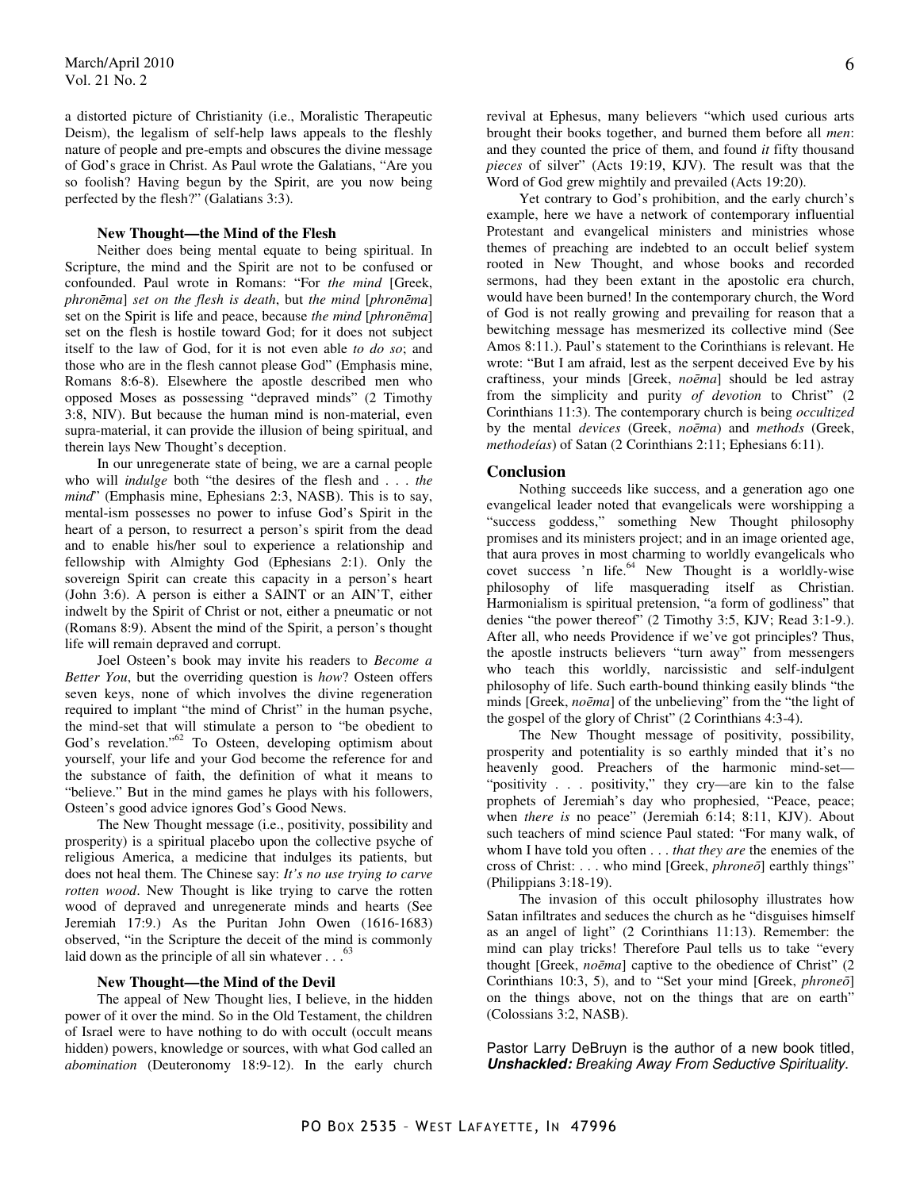a distorted picture of Christianity (i.e., Moralistic Therapeutic Deism), the legalism of self-help laws appeals to the fleshly nature of people and pre-empts and obscures the divine message of God's grace in Christ. As Paul wrote the Galatians, "Are you so foolish? Having begun by the Spirit, are you now being perfected by the flesh?" (Galatians 3:3).

### New Thought—the Mind of the Flesh

Neither does being mental equate to being spiritual. In Scripture, the mind and the Spirit are not to be confused or confounded. Paul wrote in Romans: "For *the mind* [Greek, *phronēma*] *set on the flesh is death*, but *the mind* [*phronēma*] set on the Spirit is life and peace, because *the mind* [*phronēma*] set on the flesh is hostile toward God; for it does not subject itself to the law of God, for it is not even able *to do so*; and those who are in the flesh cannot please God" (Emphasis mine, Romans 8:6-8). Elsewhere the apostle described men who opposed Moses as possessing "depraved minds" (2 Timothy 3:8, NIV). But because the human mind is non-material, even supra-material, it can provide the illusion of being spiritual, and therein lays New Thought's deception.

In our unregenerate state of being, we are a carnal people who will *indulge* both "the desires of the flesh and . . . *the mind*" (Emphasis mine, Ephesians 2:3, NASB). This is to say, mental-ism possesses no power to infuse God's Spirit in the heart of a person, to resurrect a person's spirit from the dead and to enable his/her soul to experience a relationship and fellowship with Almighty God (Ephesians 2:1). Only the sovereign Spirit can create this capacity in a person's heart (John 3:6). A person is either a SAINT or an AIN'T, either indwelt by the Spirit of Christ or not, either a pneumatic or not (Romans 8:9). Absent the mind of the Spirit, a person's thought life will remain depraved and corrupt.

Joel Osteen's book may invite his readers to *Become a Better You*, but the overriding question is *how*? Osteen offers seven keys, none of which involves the divine regeneration required to implant "the mind of Christ" in the human psyche, the mind-set that will stimulate a person to "be obedient to God's revelation."[62] To Osteen, developing optimism about yourself, your life and your God become the reference for and the substance of faith, the definition of what it means to "believe." But in the mind games he plays with his followers, Osteen's good advice ignores God's Good News.

The New Thought message (i.e., positivity, possibility and prosperity) is a spiritual placebo upon the collective psyche of religious America, a medicine that indulges its patients, but does not heal them. The Chinese say: *It's no use trying to carve rotten wood*. New Thought is like trying to carve the rotten wood of depraved and unregenerate minds and hearts (See Jeremiah 17:9.) As the Puritan John Owen (1616-1683) observed, "in the Scripture the deceit of the mind is commonly laid down as the principle of all sin whatever . . ."[63]

### New Thought—the Mind of the Devil

The appeal of New Thought lies, I believe, in the hidden power of it over the mind. So in the Old Testament, the children of Israel were to have nothing to do with occult (occult means hidden) powers, knowledge or sources, with what God called an *abomination* (Deuteronomy 18:9-12). In the early church revival at Ephesus, many believers "which used curious arts brought their books together, and burned them before all *men*: and they counted the price of them, and found *it* fifty thousand *pieces* of silver" (Acts 19:19, KJV). The result was that the Word of God grew mightily and prevailed (Acts 19:20).

Yet contrary to God's prohibition, and the early church's example, here we have a network of contemporary influential Protestant and evangelical ministers and ministries whose themes of preaching are indebted to an occult belief system rooted in New Thought, and whose books and recorded sermons, had they been extant in the apostolic era church, would have been burned! In the contemporary church, the Word of God is not really growing and prevailing for reason that a bewitching message has mesmerized its collective mind (See Amos 8:11.). Paul's statement to the Corinthians is relevant. He wrote: "But I am afraid, lest as the serpent deceived Eve by his craftiness, your minds [Greek, *noēma*] should be led astray from the simplicity and purity *of devotion* to Christ" (2 Corinthians 11:3). The contemporary church is being *occultized* by the mental *devices* (Greek, *noēma*) and *methods* (Greek, *methodeías*) of Satan (2 Corinthians 2:11; Ephesians 6:11).

## Conclusion

Nothing succeeds like success, and a generation ago one evangelical leader noted that evangelicals were worshipping a "success goddess," something New Thought philosophy promises and its ministers project; and in an image oriented age, that aura proves in most charming to worldly evangelicals who covet success 'n life.[64] New Thought is a worldly-wise philosophy of life masquerading itself as Christian. Harmonialism is spiritual pretension, "a form of godliness" that denies "the power thereof" (2 Timothy 3:5, KJV; Read 3:1-9.). After all, who needs Providence if we've got principles? Thus, the apostle instructs believers "turn away" from messengers who teach this worldly, narcissistic and self-indulgent philosophy of life. Such earth-bound thinking easily blinds "the minds [Greek, *noēma*] of the unbelieving" from the "the light of the gospel of the glory of Christ" (2 Corinthians 4:3-4).

The New Thought message of positivity, possibility, prosperity and potentiality is so earthly minded that it's no heavenly good. Preachers of the harmonic mind-set—"positivity . . . positivity," they cry—are kin to the false prophets of Jeremiah's day who prophesied, "Peace, peace; when *there is* no peace" (Jeremiah 6:14; 8:11, KJV). About such teachers of mind science Paul stated: "For many walk, of whom I have told you often . . . *that they are* the enemies of the cross of Christ: . . . who mind [Greek, *phroneō*] earthly things" (Philippians 3:18-19).

The invasion of this occult philosophy illustrates how Satan infiltrates and seduces the church as he "disguises himself as an angel of light" (2 Corinthians 11:13). Remember: the mind can play tricks! Therefore Paul tells us to take "every thought [Greek, *noēma*] captive to the obedience of Christ" (2 Corinthians 10:3, 5), and to "Set your mind [Greek, *phroneō*] on the things above, not on the things that are on earth" (Colossians 3:2, NASB).

Pastor Larry DeBruyn is the author of a new book titled, ***Unshackled:*** *Breaking Away From Seductive Spirituality.*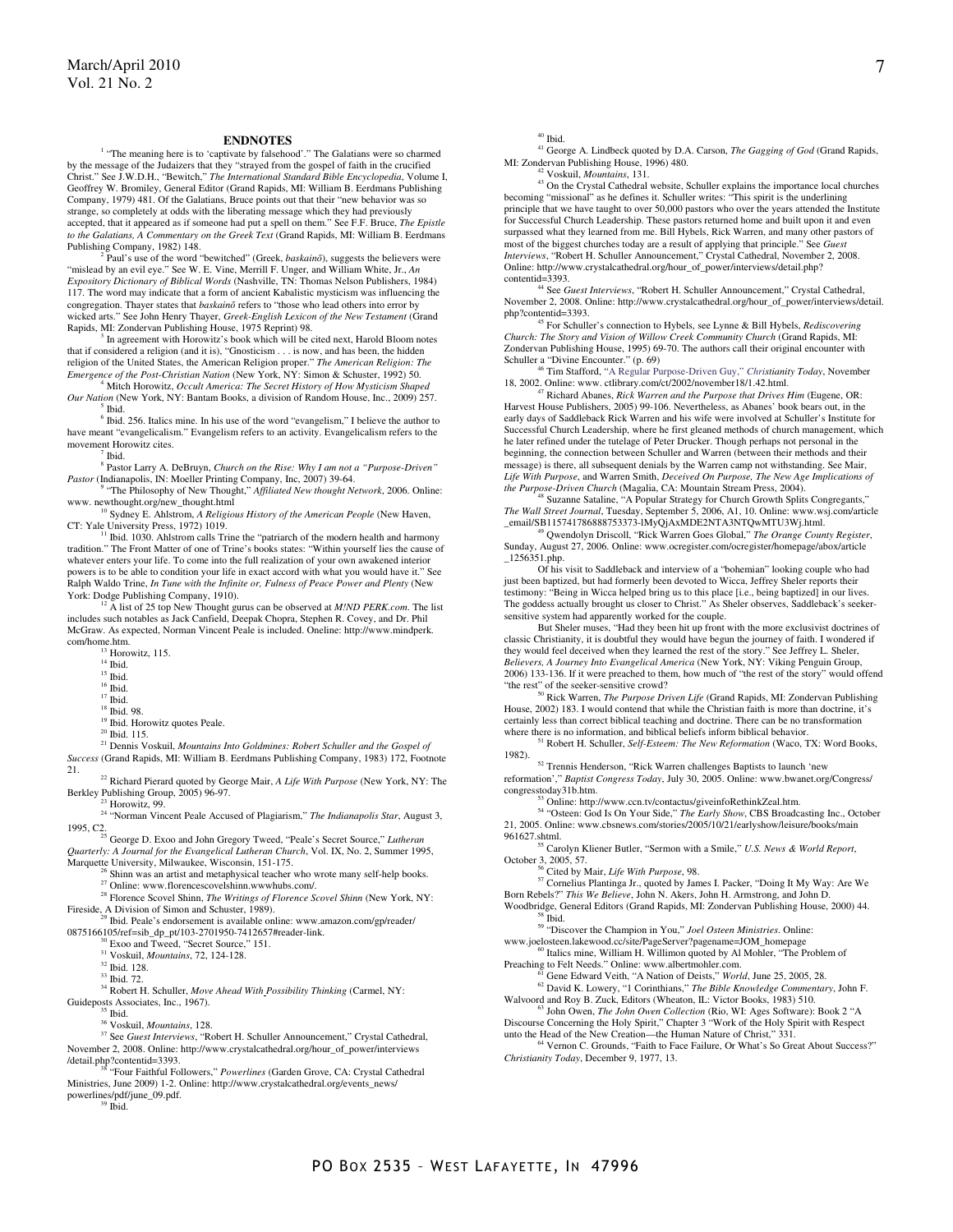## ENDNOTES

[1] "The meaning here is to 'captivate by falsehood'." The Galatians were so charmed by the message of the Judaizers that they "strayed from the gospel of faith in the crucified Christ." See J.W.D.H., "Bewitch," *The International Standard Bible Encyclopedia*, Volume I, Geoffrey W. Bromiley, General Editor (Grand Rapids, MI: William B. Eerdmans Publishing Company, 1979) 481. Of the Galatians, Bruce points out that their "new behavior was so strange, so completely at odds with the liberating message which they had previously accepted, that it appeared as if someone had put a spell on them." See F.F. Bruce, *The Epistle to the Galatians, A Commentary on the Greek Text* (Grand Rapids, MI: William B. Eerdmans Publishing Company, 1982) 148.

[2] Paul's use of the word "bewitched" (Greek, *baskainō*), suggests the believers were "mislead by an evil eye." See W. E. Vine, Merrill F. Unger, and William White, Jr., *An Expository Dictionary of Biblical Words* (Nashville, TN: Thomas Nelson Publishers, 1984) 117. The word may indicate that a form of ancient Kabalistic mysticism was influencing the congregation. Thayer states that *baskainō* refers to "those who lead others into error by wicked arts." See John Henry Thayer, *Greek-English Lexicon of the New Testament* (Grand Rapids, MI: Zondervan Publishing House, 1975 Reprint) 98.

[3] In agreement with Horowitz's book which will be cited next, Harold Bloom notes that if considered a religion (and it is), "Gnosticism . . . is now, and has been, the hidden religion of the United States, the American Religion proper." *The American Religion: The Emergence of the Post-Christian Nation* (New York, NY: Simon & Schuster, 1992) 50.

[4] Mitch Horowitz, *Occult America: The Secret History of How Mysticism Shaped Our Nation* (New York, NY: Bantam Books, a division of Random House, Inc., 2009) 257.

[5] Ibid.

[6] Ibid. 256. Italics mine. In his use of the word "evangelism," I believe the author to have meant "evangelicalism." Evangelism refers to an activity. Evangelicalism refers to the movement Horowitz cites.

[7] Ibid.

[8] Pastor Larry A. DeBruyn, *Church on the Rise: Why I am not a "Purpose-Driven" Pastor* (Indianapolis, IN: Moeller Printing Company, Inc, 2007) 39-64.

[9] "The Philosophy of New Thought," *Affiliated New thought Network*, 2006. Online: www. newthought.org/new_thought.html

[10] Sydney E. Ahlstrom, *A Religious History of the American People* (New Haven, CT: Yale University Press, 1972) 1019.

[11] Ibid. 1030. Ahlstrom calls Trine the "patriarch of the modern health and harmony tradition." The Front Matter of one of Trine's books states: "Within yourself lies the cause of whatever enters your life. To come into the full realization of your own awakened interior powers is to be able to condition your life in exact accord with what you would have it." See Ralph Waldo Trine, *In Tune with the Infinite or, Fulness of Peace Power and Plenty* (New York: Dodge Publishing Company, 1910).

[12] A list of 25 top New Thought gurus can be observed at *M!ND PERK.com*. The list includes such notables as Jack Canfield, Deepak Chopra, Stephen R. Covey, and Dr. Phil McGraw. As expected, Norman Vincent Peale is included. Oneline: http://www.mindperk.com/home.htm.

[13] Horowitz, 115.

[14] Ibid.

[15] Ibid.

[16] Ibid.

[17] Ibid.

[18] Ibid. 98.

[19] Ibid. Horowitz quotes Peale.

[20] Ibid. 115.

[21] Dennis Voskuil, *Mountains Into Goldmines: Robert Schuller and the Gospel of Success* (Grand Rapids, MI: William B. Eerdmans Publishing Company, 1983) 172, Footnote 21.

[22] Richard Pierard quoted by George Mair, *A Life With Purpose* (New York, NY: The Berkley Publishing Group, 2005) 96-97.

[23] Horowitz, 99.

[24] "Norman Vincent Peale Accused of Plagiarism," *The Indianapolis Star*, August 3, 1995, C2.

[25] George D. Exoo and John Gregory Tweed, "Peale's Secret Source," *Lutheran Quarterly: A Journal for the Evangelical Lutheran Church*, Vol. IX, No. 2, Summer 1995, Marquette University, Milwaukee, Wisconsin, 151-175.

[26] Shinn was an artist and metaphysical teacher who wrote many self-help books.

[27] Online: www.florencescovelshinn.wwwhubs.com/.

[28] Florence Scovel Shinn, *The Writings of Florence Scovel Shinn* (New York, NY: Fireside, A Division of Simon and Schuster, 1989).

[29] Ibid. Peale's endorsement is available online: www.amazon.com/gp/reader/0875166105/ref=sib_dp_pt/103-2701950-7412657#reader-link.

[30] Exoo and Tweed, "Secret Source," 151.

[31] Voskuil, *Mountains*, 72, 124-128.

[32] Ibid. 128.

[33] Ibid. 72.

[34] Robert H. Schuller, *Move Ahead With Possibility Thinking* (Carmel, NY: Guideposts Associates, Inc., 1967).

[35] Ibid.

[36] Voskuil, *Mountains*, 128.

[37] See *Guest Interviews*, "Robert H. Schuller Announcement," Crystal Cathedral, November 2, 2008. Online: http://www.crystalcathedral.org/hour_of_power/interviews/detail.php?contentid=3393.

[38] "Four Faithful Followers," *Powerlines* (Garden Grove, CA: Crystal Cathedral Ministries, June 2009) 1-2. Online: http://www.crystalcathedral.org/events_news/powerlines/pdf/june_09.pdf.

[39] Ibid.

[40] Ibid.

[41] George A. Lindbeck quoted by D.A. Carson, *The Gagging of God* (Grand Rapids, MI: Zondervan Publishing House, 1996) 480.

[42] Voskuil, *Mountains*, 131.

[43] On the Crystal Cathedral website, Schuller explains the importance local churches becoming "missional" as he defines it. Schuller writes: "This spirit is the underlining principle that we have taught to over 50,000 pastors who over the years attended the Institute for Successful Church Leadership. These pastors returned home and built upon it and even surpassed what they learned from me. Bill Hybels, Rick Warren, and many other pastors of most of the biggest churches today are a result of applying that principle." See *Guest Interviews*, "Robert H. Schuller Announcement," Crystal Cathedral, November 2, 2008. Online: http://www.crystalcathedral.org/hour_of_power/interviews/detail.php?contentid=3393.

[44] See *Guest Interviews*, "Robert H. Schuller Announcement," Crystal Cathedral, November 2, 2008. Online: http://www.crystalcathedral.org/hour_of_power/interviews/detail.php?contentid=3393.

[45] For Schuller's connection to Hybels, see Lynne & Bill Hybels, *Rediscovering Church: The Story and Vision of Willow Creek Community Church* (Grand Rapids, MI: Zondervan Publishing House, 1995) 69-70. The authors call their original encounter with Schuller a "Divine Encounter." (p. 69)

[46] Tim Stafford, "A Regular Purpose-Driven Guy," *Christianity Today*, November 18, 2002. Online: www. ctlibrary.com/ct/2002/november18/1.42.html.

[47] Richard Abanes, *Rick Warren and the Purpose that Drives Him* (Eugene, OR: Harvest House Publishers, 2005) 99-106. Nevertheless, as Abanes' book bears out, in the early days of Saddleback Rick Warren and his wife were involved at Schuller's Institute for Successful Church Leadership, where he first gleaned methods of church management, which he later refined under the tutelage of Peter Drucker. Though perhaps not personal in the beginning, the connection between Schuller and Warren (between their methods and their message) is there, all subsequent denials by the Warren camp not withstanding. See Mair, *Life With Purpose*, and Warren Smith, *Deceived On Purpose, The New Age Implications of the Purpose-Driven Church* (Magalia, CA: Mountain Stream Press, 2004).

[48] Suzanne Sataline, "A Popular Strategy for Church Growth Splits Congregants," *The Wall Street Journal*, Tuesday, September 5, 2006, A1, 10. Online: www.wsj.com/article_email/SB115741786888753373-lMyQjAxMDE2NTA3NTQwMTU3Wj.html.

[49] Qwendolyn Driscoll, "Rick Warren Goes Global," *The Orange County Register*, Sunday, August 27, 2006. Online: www.ocregister.com/ocregister/homepage/abox/article_1256351.php.

Of his visit to Saddleback and interview of a "bohemian" looking couple who had just been baptized, but had formerly been devoted to Wicca, Jeffrey Sheler reports their testimony: "Being in Wicca helped bring us to this place [i.e., being baptized] in our lives. The goddess actually brought us closer to Christ." As Sheler observes, Saddleback's seeker-sensitive system had apparently worked for the couple.

But Sheler muses, "Had they been hit up front with the more exclusivist doctrines of classic Christianity, it is doubtful they would have begun the journey of faith. I wondered if they would feel deceived when they learned the rest of the story." See Jeffrey L. Sheler, *Believers, A Journey Into Evangelical America* (New York, NY: Viking Penguin Group, 2006) 133-136. If it were preached to them, how much of "the rest of the story" would offend "the rest" of the seeker-sensitive crowd?

[50] Rick Warren, *The Purpose Driven Life* (Grand Rapids, MI: Zondervan Publishing House, 2002) 183. I would contend that while the Christian faith is more than doctrine, it's certainly less than correct biblical teaching and doctrine. There can be no transformation where there is no information, and biblical beliefs inform biblical behavior.

[51] Robert H. Schuller, *Self-Esteem: The New Reformation* (Waco, TX: Word Books, 1982).

[52] Trennis Henderson, "Rick Warren challenges Baptists to launch 'new reformation'," *Baptist Congress Today*, July 30, 2005. Online: www.bwanet.org/Congress/congresstoday31b.htm.

[53] Online: http://www.ccn.tv/contactus/giveinfoRethinkZeal.htm.

[54] "Osteen: God Is On Your Side," *The Early Show*, CBS Broadcasting Inc., October 21, 2005. Online: www.cbsnews.com/stories/2005/10/21/earlyshow/leisure/books/main961627.shtml.

[55] Carolyn Kliener Butler, "Sermon with a Smile," *U.S. News & World Report*, October 3, 2005, 57.

[56] Cited by Mair, *Life With Purpose*, 98.

[57] Cornelius Plantinga Jr., quoted by James I. Packer, "Doing It My Way: Are We Born Rebels?" *This We Believe*, John N. Akers, John H. Armstrong, and John D. Woodbridge, General Editors (Grand Rapids, MI: Zondervan Publishing House, 2000) 44.

[58] Ibid.

[59] "Discover the Champion in You," *Joel Osteen Ministries*. Online: www.joelosteen.lakewood.cc/site/PageServer?pagename=JOM_homepage

[60] Italics mine, William H. Willimon quoted by Al Mohler, "The Problem of Preaching to Felt Needs." Online: www.albertmohler.com.

[61] Gene Edward Veith, "A Nation of Deists," *World*, June 25, 2005, 28.

[62] David K. Lowery, "1 Corinthians," *The Bible Knowledge Commentary*, John F. Walvoord and Roy B. Zuck, Editors (Wheaton, IL: Victor Books, 1983) 510.

[63] John Owen, *The John Owen Collection* (Rio, WI: Ages Software): Book 2 "A Discourse Concerning the Holy Spirit," Chapter 3 "Work of the Holy Spirit with Respect unto the Head of the New Creation—the Human Nature of Christ," 331.

[64] Vernon C. Grounds, "Faith to Face Failure, Or What's So Great About Success?" *Christianity Today*, December 9, 1977, 13.